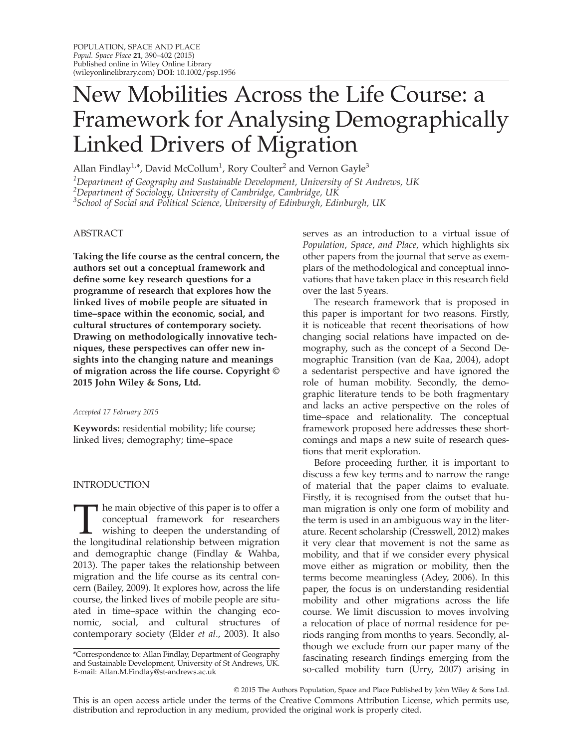# New Mobilities Across the Life Course: a Framework for Analysing Demographically Linked Drivers of Migration

Allan Findlay[1,*], David McCollum[1], Rory Coulter[2] and Vernon Gayle[3]

[1]*Department of Geography and Sustainable Development, University of St Andrews, UK*
[2]*Department of Sociology, University of Cambridge, Cambridge, UK*
[3]*School of Social and Political Science, University of Edinburgh, Edinburgh, UK*

## ABSTRACT

**Taking the life course as the central concern, the authors set out a conceptual framework and define some key research questions for a programme of research that explores how the linked lives of mobile people are situated in time–space within the economic, social, and cultural structures of contemporary society. Drawing on methodologically innovative techniques, these perspectives can offer new insights into the changing nature and meanings of migration across the life course. Copyright © 2015 John Wiley & Sons, Ltd.**

*Accepted 17 February 2015*

**Keywords:** residential mobility; life course; linked lives; demography; time–space

## INTRODUCTION

The main objective of this paper is to offer a conceptual framework for researchers wishing to deepen the understanding of the longitudinal relationship between migration and demographic change (Findlay & Wahba, 2013). The paper takes the relationship between migration and the life course as its central concern (Bailey, 2009). It explores how, across the life course, the linked lives of mobile people are situated in time–space within the changing economic, social, and cultural structures of contemporary society (Elder *et al*., 2003). It also serves as an introduction to a virtual issue of *Population*, *Space*, *and Place*, which highlights six other papers from the journal that serve as exemplars of the methodological and conceptual innovations that have taken place in this research field over the last 5 years.

The research framework that is proposed in this paper is important for two reasons. Firstly, it is noticeable that recent theorisations of how changing social relations have impacted on demography, such as the concept of a Second Demographic Transition (van de Kaa, 2004), adopt a sedentarist perspective and have ignored the role of human mobility. Secondly, the demographic literature tends to be both fragmentary and lacks an active perspective on the roles of time–space and relationality. The conceptual framework proposed here addresses these shortcomings and maps a new suite of research questions that merit exploration.

Before proceeding further, it is important to discuss a few key terms and to narrow the range of material that the paper claims to evaluate. Firstly, it is recognised from the outset that human migration is only one form of mobility and the term is used in an ambiguous way in the literature. Recent scholarship (Cresswell, 2012) makes it very clear that movement is not the same as mobility, and that if we consider every physical move either as migration or mobility, then the terms become meaningless (Adey, 2006). In this paper, the focus is on understanding residential mobility and other migrations across the life course. We limit discussion to moves involving a relocation of place of normal residence for periods ranging from months to years. Secondly, although we exclude from our paper many of the fascinating research findings emerging from the so-called mobility turn (Urry, 2007) arising in

*Correspondence to: Allan Findlay, Department of Geography and Sustainable Development, University of St Andrews, UK. E-mail: Allan.M.Findlay@st-andrews.ac.uk

© 2015 The Authors Population, Space and Place Published by John Wiley & Sons Ltd.
This is an open access article under the terms of the Creative Commons Attribution License, which permits use, distribution and reproduction in any medium, provided the original work is properly cited.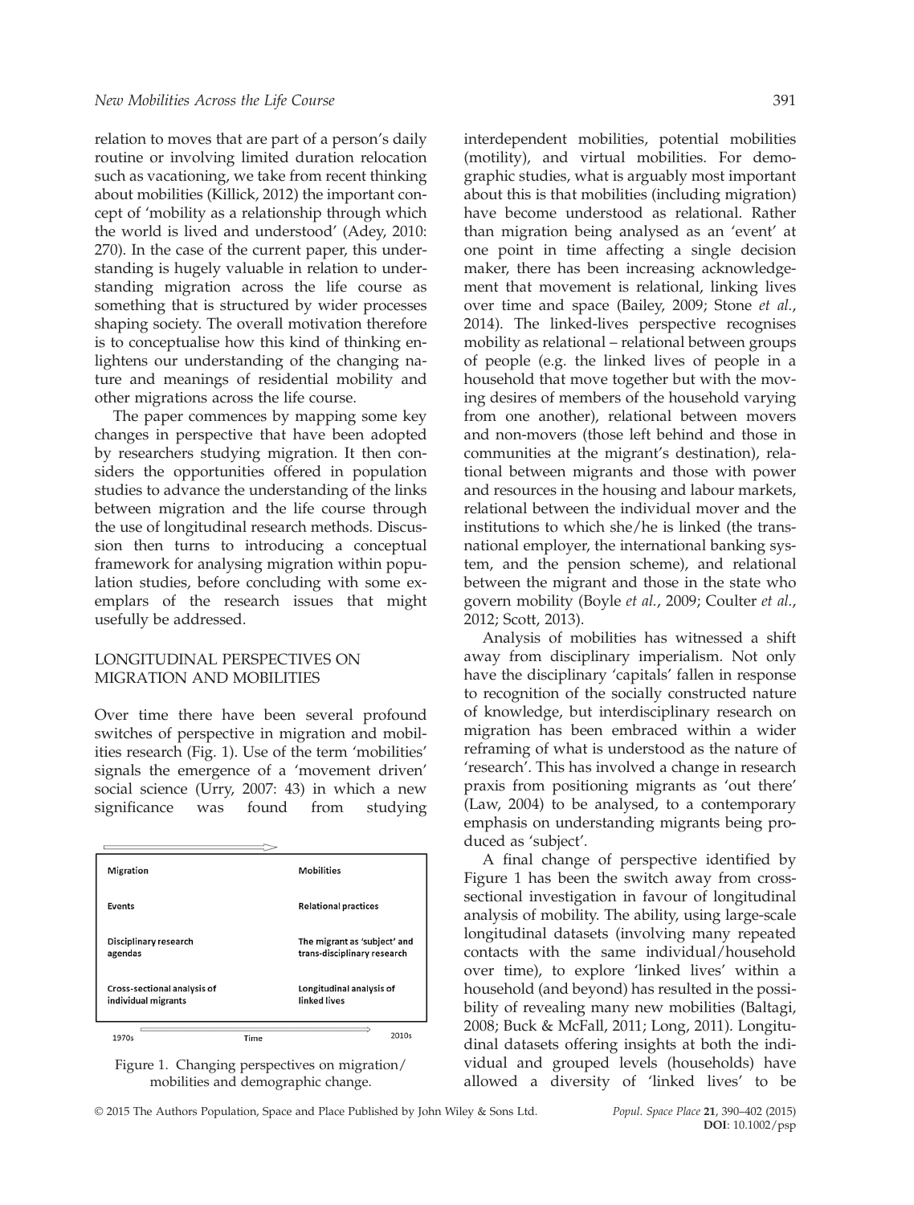relation to moves that are part of a person's daily routine or involving limited duration relocation such as vacationing, we take from recent thinking about mobilities (Killick, 2012) the important concept of 'mobility as a relationship through which the world is lived and understood' (Adey, 2010: 270). In the case of the current paper, this understanding is hugely valuable in relation to understanding migration across the life course as something that is structured by wider processes shaping society. The overall motivation therefore is to conceptualise how this kind of thinking enlightens our understanding of the changing nature and meanings of residential mobility and other migrations across the life course.

The paper commences by mapping some key changes in perspective that have been adopted by researchers studying migration. It then considers the opportunities offered in population studies to advance the understanding of the links between migration and the life course through the use of longitudinal research methods. Discussion then turns to introducing a conceptual framework for analysing migration within population studies, before concluding with some exemplars of the research issues that might usefully be addressed.

## LONGITUDINAL PERSPECTIVES ON MIGRATION AND MOBILITIES

Over time there have been several profound switches of perspective in migration and mobilities research (Fig. 1). Use of the term 'mobilities' signals the emergence of a 'movement driven' social science (Urry, 2007: 43) in which a new significance was found from studying interdependent mobilities, potential mobilities (motility), and virtual mobilities. For demographic studies, what is arguably most important about this is that mobilities (including migration) have become understood as relational. Rather than migration being analysed as an 'event' at one point in time affecting a single decision maker, there has been increasing acknowledgement that movement is relational, linking lives over time and space (Bailey, 2009; Stone *et al.*, 2014). The linked-lives perspective recognises mobility as relational – relational between groups of people (e.g. the linked lives of people in a household that move together but with the moving desires of members of the household varying from one another), relational between movers and non-movers (those left behind and those in communities at the migrant's destination), relational between migrants and those with power and resources in the housing and labour markets, relational between the individual mover and the institutions to which she/he is linked (the transnational employer, the international banking system, and the pension scheme), and relational between the migrant and those in the state who govern mobility (Boyle *et al.*, 2009; Coulter *et al.*, 2012; Scott, 2013).

| Migration | Mobilities |
|---|---|
| Events | Relational practices |
| Disciplinary research agendas | The migrant as 'subject' and trans-disciplinary research |
| Cross-sectional analysis of individual migrants | Longitudinal analysis of linked lives |
| 1970s | Time → 2010s |

Figure 1. Changing perspectives on migration/mobilities and demographic change.

Analysis of mobilities has witnessed a shift away from disciplinary imperialism. Not only have the disciplinary 'capitals' fallen in response to recognition of the socially constructed nature of knowledge, but interdisciplinary research on migration has been embraced within a wider reframing of what is understood as the nature of 'research'. This has involved a change in research praxis from positioning migrants as 'out there' (Law, 2004) to be analysed, to a contemporary emphasis on understanding migrants being produced as 'subject'.

A final change of perspective identified by Figure 1 has been the switch away from cross-sectional investigation in favour of longitudinal analysis of mobility. The ability, using large-scale longitudinal datasets (involving many repeated contacts with the same individual/household over time), to explore 'linked lives' within a household (and beyond) has resulted in the possibility of revealing many new mobilities (Baltagi, 2008; Buck & McFall, 2011; Long, 2011). Longitudinal datasets offering insights at both the individual and grouped levels (households) have allowed a diversity of 'linked lives' to be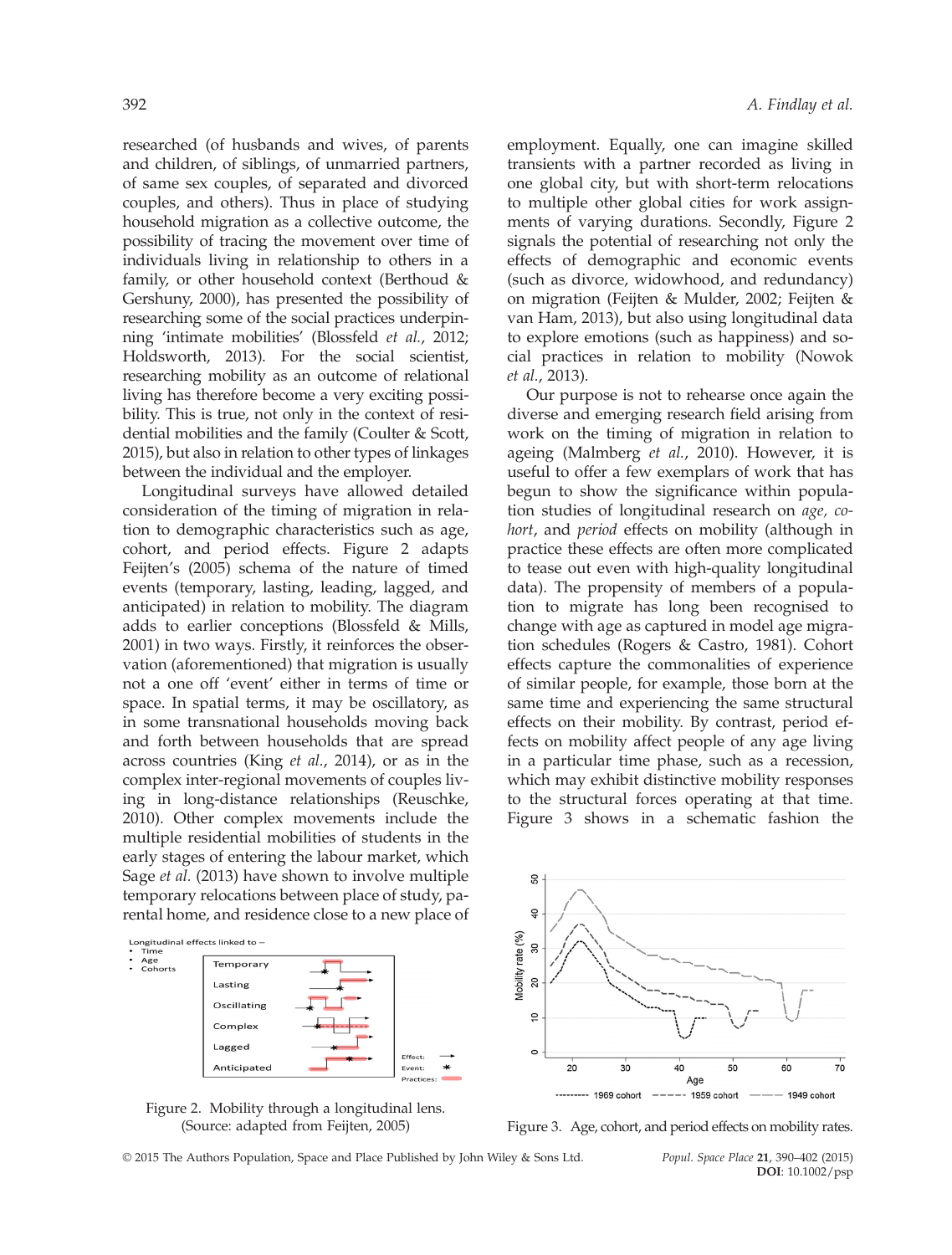researched (of husbands and wives, of parents and children, of siblings, of unmarried partners, of same sex couples, of separated and divorced couples, and others). Thus in place of studying household migration as a collective outcome, the possibility of tracing the movement over time of individuals living in relationship to others in a family, or other household context (Berthoud & Gershuny, 2000), has presented the possibility of researching some of the social practices underpinning 'intimate mobilities' (Blossfeld *et al.*, 2012; Holdsworth, 2013). For the social scientist, researching mobility as an outcome of relational living has therefore become a very exciting possibility. This is true, not only in the context of residential mobilities and the family (Coulter & Scott, 2015), but also in relation to other types of linkages between the individual and the employer.

Longitudinal surveys have allowed detailed consideration of the timing of migration in relation to demographic characteristics such as age, cohort, and period effects. Figure 2 adapts Feijten's (2005) schema of the nature of timed events (temporary, lasting, leading, lagged, and anticipated) in relation to mobility. The diagram adds to earlier conceptions (Blossfeld & Mills, 2001) in two ways. Firstly, it reinforces the observation (aforementioned) that migration is usually not a one off 'event' either in terms of time or space. In spatial terms, it may be oscillatory, as in some transnational households moving back and forth between households that are spread across countries (King *et al.*, 2014), or as in the complex inter-regional movements of couples living in long-distance relationships (Reuschke, 2010). Other complex movements include the multiple residential mobilities of students in the early stages of entering the labour market, which Sage *et al.* (2013) have shown to involve multiple temporary relocations between place of study, parental home, and residence close to a new place of employment. Equally, one can imagine skilled transients with a partner recorded as living in one global city, but with short-term relocations to multiple other global cities for work assignments of varying durations. Secondly, Figure 2 signals the potential of researching not only the effects of demographic and economic events (such as divorce, widowhood, and redundancy) on migration (Feijten & Mulder, 2002; Feijten & van Ham, 2013), but also using longitudinal data to explore emotions (such as happiness) and social practices in relation to mobility (Nowok *et al.*, 2013).

Our purpose is not to rehearse once again the diverse and emerging research field arising from work on the timing of migration in relation to ageing (Malmberg *et al.*, 2010). However, it is useful to offer a few exemplars of work that has begun to show the significance within population studies of longitudinal research on *age, cohort*, and *period* effects on mobility (although in practice these effects are often more complicated to tease out even with high-quality longitudinal data). The propensity of members of a population to migrate has long been recognised to change with age as captured in model age migration schedules (Rogers & Castro, 1981). Cohort effects capture the commonalities of experience of similar people, for example, those born at the same time and experiencing the same structural effects on their mobility. By contrast, period effects on mobility affect people of any age living in a particular time phase, such as a recession, which may exhibit distinctive mobility responses to the structural forces operating at that time. Figure 3 shows in a schematic fashion the

Figure 2. Mobility through a longitudinal lens. (Source: adapted from Feijten, 2005)

Figure 3. Age, cohort, and period effects on mobility rates.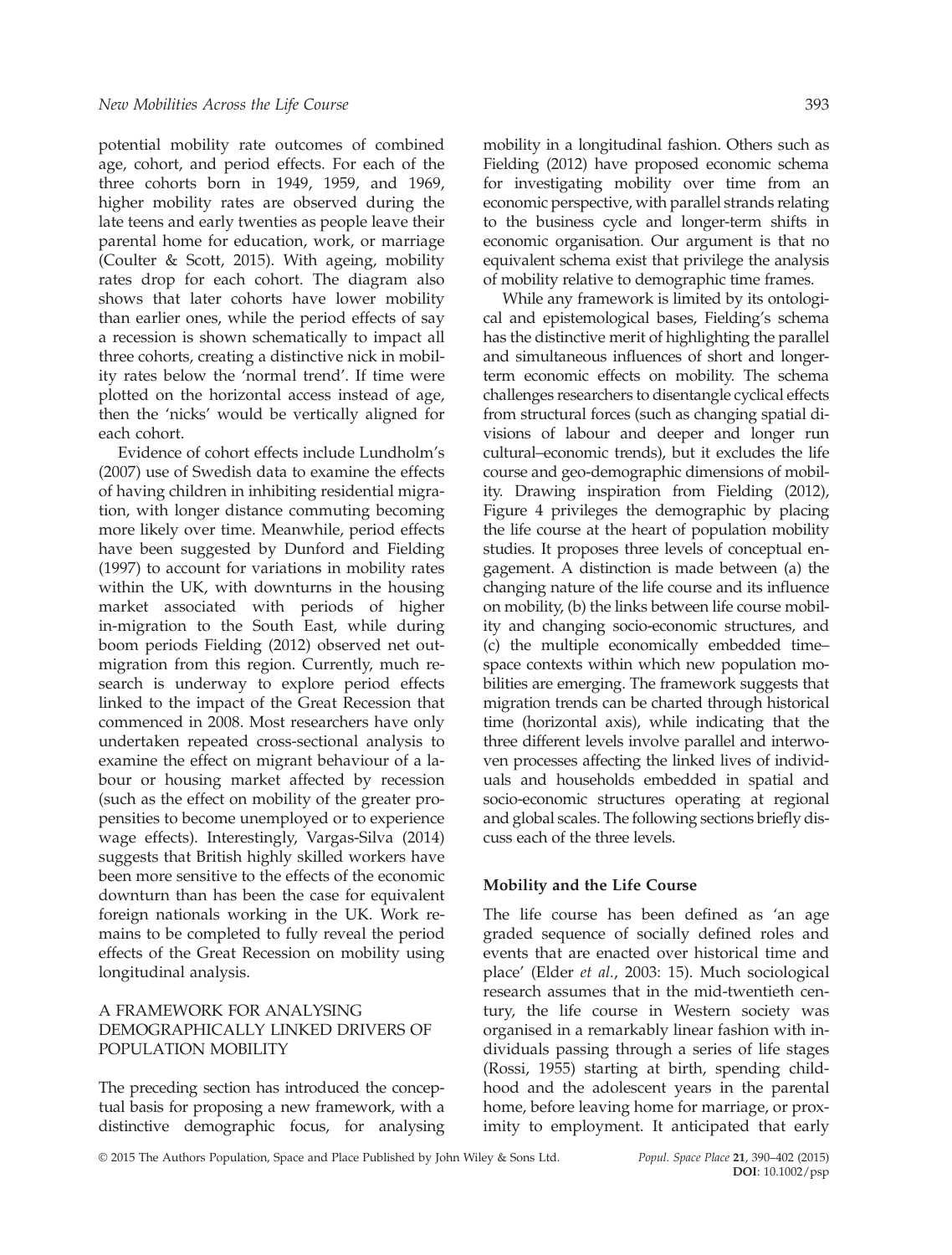potential mobility rate outcomes of combined age, cohort, and period effects. For each of the three cohorts born in 1949, 1959, and 1969, higher mobility rates are observed during the late teens and early twenties as people leave their parental home for education, work, or marriage (Coulter & Scott, 2015). With ageing, mobility rates drop for each cohort. The diagram also shows that later cohorts have lower mobility than earlier ones, while the period effects of say a recession is shown schematically to impact all three cohorts, creating a distinctive nick in mobility rates below the 'normal trend'. If time were plotted on the horizontal access instead of age, then the 'nicks' would be vertically aligned for each cohort.

Evidence of cohort effects include Lundholm's (2007) use of Swedish data to examine the effects of having children in inhibiting residential migration, with longer distance commuting becoming more likely over time. Meanwhile, period effects have been suggested by Dunford and Fielding (1997) to account for variations in mobility rates within the UK, with downturns in the housing market associated with periods of higher in-migration to the South East, while during boom periods Fielding (2012) observed net out-migration from this region. Currently, much research is underway to explore period effects linked to the impact of the Great Recession that commenced in 2008. Most researchers have only undertaken repeated cross-sectional analysis to examine the effect on migrant behaviour of a labour or housing market affected by recession (such as the effect on mobility of the greater propensities to become unemployed or to experience wage effects). Interestingly, Vargas-Silva (2014) suggests that British highly skilled workers have been more sensitive to the effects of the economic downturn than has been the case for equivalent foreign nationals working in the UK. Work remains to be completed to fully reveal the period effects of the Great Recession on mobility using longitudinal analysis.

## A FRAMEWORK FOR ANALYSING DEMOGRAPHICALLY LINKED DRIVERS OF POPULATION MOBILITY

The preceding section has introduced the conceptual basis for proposing a new framework, with a distinctive demographic focus, for analysing mobility in a longitudinal fashion. Others such as Fielding (2012) have proposed economic schema for investigating mobility over time from an economic perspective, with parallel strands relating to the business cycle and longer-term shifts in economic organisation. Our argument is that no equivalent schema exist that privilege the analysis of mobility relative to demographic time frames.

While any framework is limited by its ontological and epistemological bases, Fielding's schema has the distinctive merit of highlighting the parallel and simultaneous influences of short and longer-term economic effects on mobility. The schema challenges researchers to disentangle cyclical effects from structural forces (such as changing spatial divisions of labour and deeper and longer run cultural–economic trends), but it excludes the life course and geo-demographic dimensions of mobility. Drawing inspiration from Fielding (2012), Figure 4 privileges the demographic by placing the life course at the heart of population mobility studies. It proposes three levels of conceptual engagement. A distinction is made between (a) the changing nature of the life course and its influence on mobility, (b) the links between life course mobility and changing socio-economic structures, and (c) the multiple economically embedded time–space contexts within which new population mobilities are emerging. The framework suggests that migration trends can be charted through historical time (horizontal axis), while indicating that the three different levels involve parallel and interwoven processes affecting the linked lives of individuals and households embedded in spatial and socio-economic structures operating at regional and global scales. The following sections briefly discuss each of the three levels.

### Mobility and the Life Course

The life course has been defined as 'an age graded sequence of socially defined roles and events that are enacted over historical time and place' (Elder *et al.*, 2003: 15). Much sociological research assumes that in the mid-twentieth century, the life course in Western society was organised in a remarkably linear fashion with individuals passing through a series of life stages (Rossi, 1955) starting at birth, spending childhood and the adolescent years in the parental home, before leaving home for marriage, or proximity to employment. It anticipated that early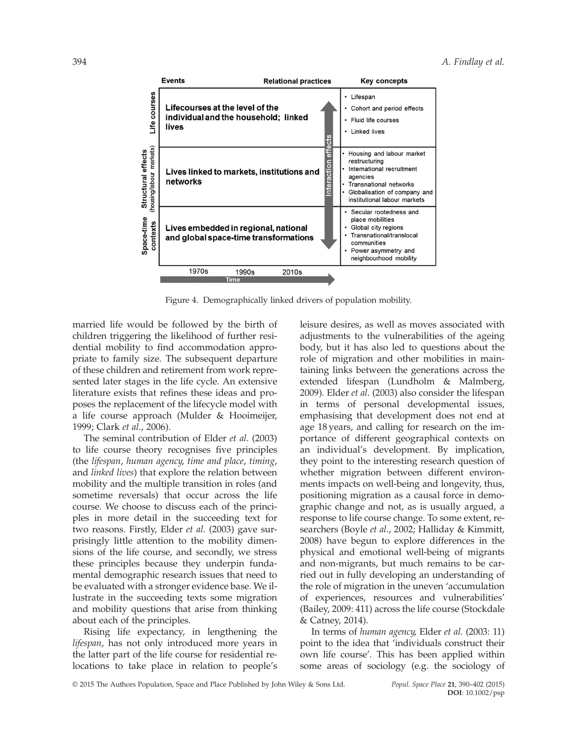Events

Relational practices

Key concepts

Life courses

Lifecourses at the level of the individual and the household; linked lives

• Lifespan
• Cohort and period effects
• Fluid life courses
• Linked lives

Structural effects (housing/labour markets)

Lives linked to markets, institutions and networks

• Housing and labour market restructuring
• International recruitment agencies
• Transnational networks
• Globalisation of company and institutional labour markets

Space-time contexts

Lives embedded in regional, national and global space-time transformations

• Secular rootedness and place mobilities
• Global city regions
• Transnational/translocal communities
• Power asymmetry and neighbourhood mobility

Interaction effects

1970s 1990s 2010s

Time

Figure 4. Demographically linked drivers of population mobility.

married life would be followed by the birth of children triggering the likelihood of further residential mobility to find accommodation appropriate to family size. The subsequent departure of these children and retirement from work represented later stages in the life cycle. An extensive literature exists that refines these ideas and proposes the replacement of the lifecycle model with a life course approach (Mulder & Hooimeijer, 1999; Clark *et al*., 2006).

The seminal contribution of Elder *et al*. (2003) to life course theory recognises five principles (the *lifespan*, *human agency*, *time and place*, *timing*, and *linked lives*) that explore the relation between mobility and the multiple transition in roles (and sometime reversals) that occur across the life course. We choose to discuss each of the principles in more detail in the succeeding text for two reasons. Firstly, Elder *et al.* (2003) gave surprisingly little attention to the mobility dimensions of the life course, and secondly, we stress these principles because they underpin fundamental demographic research issues that need to be evaluated with a stronger evidence base. We illustrate in the succeeding texts some migration and mobility questions that arise from thinking about each of the principles.

Rising life expectancy, in lengthening the *lifespan*, has not only introduced more years in the latter part of the life course for residential relocations to take place in relation to people's leisure desires, as well as moves associated with adjustments to the vulnerabilities of the ageing body, but it has also led to questions about the role of migration and other mobilities in maintaining links between the generations across the extended lifespan (Lundholm & Malmberg, 2009). Elder *et al*. (2003) also consider the lifespan in terms of personal developmental issues, emphasising that development does not end at age 18 years, and calling for research on the importance of different geographical contexts on an individual's development. By implication, they point to the interesting research question of whether migration between different environments impacts on well-being and longevity, thus, positioning migration as a causal force in demographic change and not, as is usually argued, a response to life course change. To some extent, researchers (Boyle *et al*., 2002; Halliday & Kimmitt, 2008) have begun to explore differences in the physical and emotional well-being of migrants and non-migrants, but much remains to be carried out in fully developing an understanding of the role of migration in the uneven 'accumulation of experiences, resources and vulnerabilities' (Bailey, 2009: 411) across the life course (Stockdale & Catney, 2014).

In terms of *human agency*, Elder *et al*. (2003: 11) point to the idea that 'individuals construct their own life course'. This has been applied within some areas of sociology (e.g. the sociology of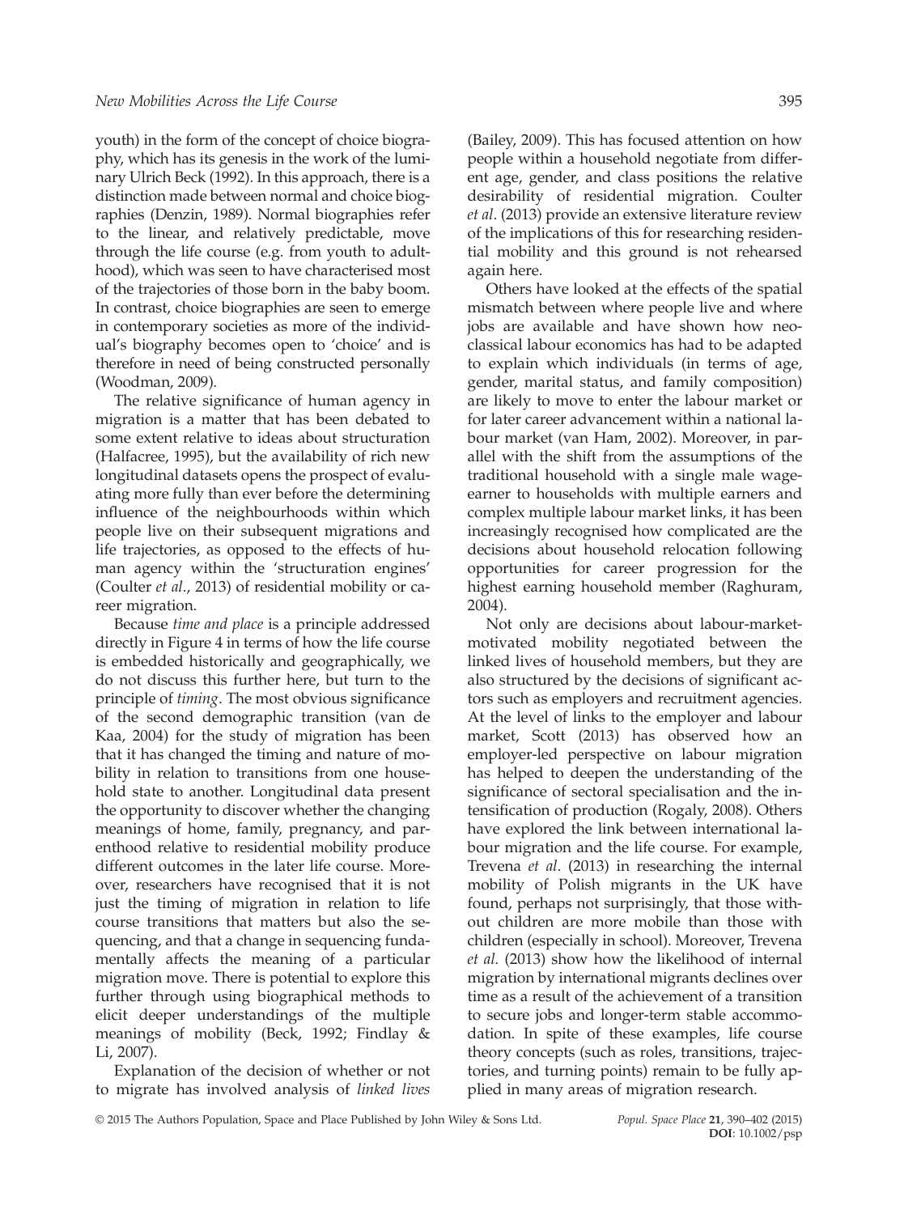youth) in the form of the concept of choice biography, which has its genesis in the work of the luminary Ulrich Beck (1992). In this approach, there is a distinction made between normal and choice biographies (Denzin, 1989). Normal biographies refer to the linear, and relatively predictable, move through the life course (e.g. from youth to adulthood), which was seen to have characterised most of the trajectories of those born in the baby boom. In contrast, choice biographies are seen to emerge in contemporary societies as more of the individual's biography becomes open to 'choice' and is therefore in need of being constructed personally (Woodman, 2009).

The relative significance of human agency in migration is a matter that has been debated to some extent relative to ideas about structuration (Halfacree, 1995), but the availability of rich new longitudinal datasets opens the prospect of evaluating more fully than ever before the determining influence of the neighbourhoods within which people live on their subsequent migrations and life trajectories, as opposed to the effects of human agency within the 'structuration engines' (Coulter *et al*., 2013) of residential mobility or career migration.

Because *time and place* is a principle addressed directly in Figure 4 in terms of how the life course is embedded historically and geographically, we do not discuss this further here, but turn to the principle of *timing*. The most obvious significance of the second demographic transition (van de Kaa, 2004) for the study of migration has been that it has changed the timing and nature of mobility in relation to transitions from one household state to another. Longitudinal data present the opportunity to discover whether the changing meanings of home, family, pregnancy, and parenthood relative to residential mobility produce different outcomes in the later life course. Moreover, researchers have recognised that it is not just the timing of migration in relation to life course transitions that matters but also the sequencing, and that a change in sequencing fundamentally affects the meaning of a particular migration move. There is potential to explore this further through using biographical methods to elicit deeper understandings of the multiple meanings of mobility (Beck, 1992; Findlay & Li, 2007).

Explanation of the decision of whether or not to migrate has involved analysis of *linked lives* (Bailey, 2009). This has focused attention on how people within a household negotiate from different age, gender, and class positions the relative desirability of residential migration. Coulter *et al*. (2013) provide an extensive literature review of the implications of this for researching residential mobility and this ground is not rehearsed again here.

Others have looked at the effects of the spatial mismatch between where people live and where jobs are available and have shown how neoclassical labour economics has had to be adapted to explain which individuals (in terms of age, gender, marital status, and family composition) are likely to move to enter the labour market or for later career advancement within a national labour market (van Ham, 2002). Moreover, in parallel with the shift from the assumptions of the traditional household with a single male wage-earner to households with multiple earners and complex multiple labour market links, it has been increasingly recognised how complicated are the decisions about household relocation following opportunities for career progression for the highest earning household member (Raghuram, 2004).

Not only are decisions about labour-market-motivated mobility negotiated between the linked lives of household members, but they are also structured by the decisions of significant actors such as employers and recruitment agencies. At the level of links to the employer and labour market, Scott (2013) has observed how an employer-led perspective on labour migration has helped to deepen the understanding of the significance of sectoral specialisation and the intensification of production (Rogaly, 2008). Others have explored the link between international labour migration and the life course. For example, Trevena *et al*. (2013) in researching the internal mobility of Polish migrants in the UK have found, perhaps not surprisingly, that those without children are more mobile than those with children (especially in school). Moreover, Trevena *et al.* (2013) show how the likelihood of internal migration by international migrants declines over time as a result of the achievement of a transition to secure jobs and longer-term stable accommodation. In spite of these examples, life course theory concepts (such as roles, transitions, trajectories, and turning points) remain to be fully applied in many areas of migration research.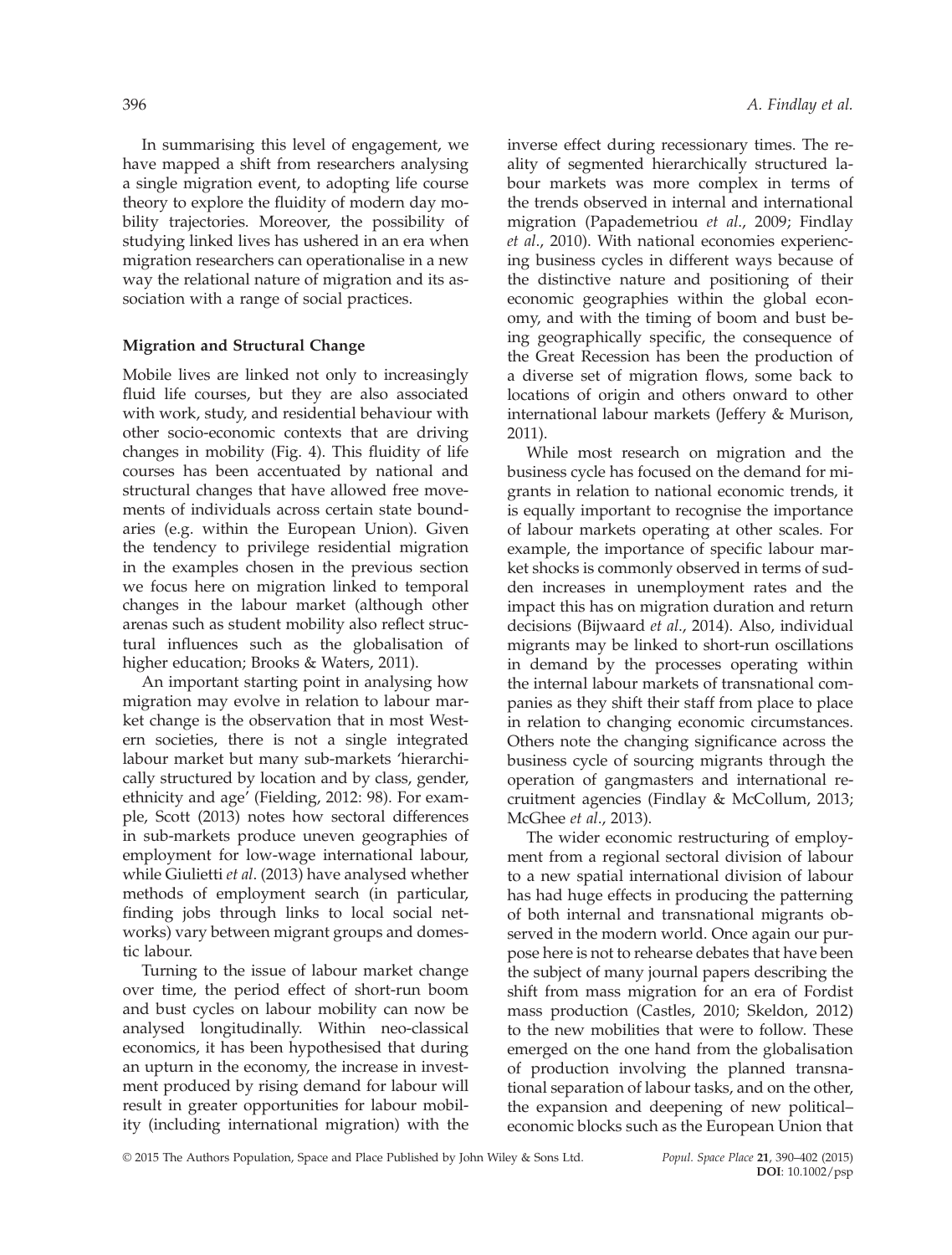In summarising this level of engagement, we have mapped a shift from researchers analysing a single migration event, to adopting life course theory to explore the fluidity of modern day mobility trajectories. Moreover, the possibility of studying linked lives has ushered in an era when migration researchers can operationalise in a new way the relational nature of migration and its association with a range of social practices.

## Migration and Structural Change

Mobile lives are linked not only to increasingly fluid life courses, but they are also associated with work, study, and residential behaviour with other socio-economic contexts that are driving changes in mobility (Fig. 4). This fluidity of life courses has been accentuated by national and structural changes that have allowed free movements of individuals across certain state boundaries (e.g. within the European Union). Given the tendency to privilege residential migration in the examples chosen in the previous section we focus here on migration linked to temporal changes in the labour market (although other arenas such as student mobility also reflect structural influences such as the globalisation of higher education; Brooks & Waters, 2011).

An important starting point in analysing how migration may evolve in relation to labour market change is the observation that in most Western societies, there is not a single integrated labour market but many sub-markets 'hierarchically structured by location and by class, gender, ethnicity and age' (Fielding, 2012: 98). For example, Scott (2013) notes how sectoral differences in sub-markets produce uneven geographies of employment for low-wage international labour, while Giulietti *et al*. (2013) have analysed whether methods of employment search (in particular, finding jobs through links to local social networks) vary between migrant groups and domestic labour.

Turning to the issue of labour market change over time, the period effect of short-run boom and bust cycles on labour mobility can now be analysed longitudinally. Within neo-classical economics, it has been hypothesised that during an upturn in the economy, the increase in investment produced by rising demand for labour will result in greater opportunities for labour mobility (including international migration) with the inverse effect during recessionary times. The reality of segmented hierarchically structured labour markets was more complex in terms of the trends observed in internal and international migration (Papademetriou *et al*., 2009; Findlay *et al*., 2010). With national economies experiencing business cycles in different ways because of the distinctive nature and positioning of their economic geographies within the global economy, and with the timing of boom and bust being geographically specific, the consequence of the Great Recession has been the production of a diverse set of migration flows, some back to locations of origin and others onward to other international labour markets (Jeffery & Murison, 2011).

While most research on migration and the business cycle has focused on the demand for migrants in relation to national economic trends, it is equally important to recognise the importance of labour markets operating at other scales. For example, the importance of specific labour market shocks is commonly observed in terms of sudden increases in unemployment rates and the impact this has on migration duration and return decisions (Bijwaard *et al*., 2014). Also, individual migrants may be linked to short-run oscillations in demand by the processes operating within the internal labour markets of transnational companies as they shift their staff from place to place in relation to changing economic circumstances. Others note the changing significance across the business cycle of sourcing migrants through the operation of gangmasters and international recruitment agencies (Findlay & McCollum, 2013; McGhee *et al*., 2013).

The wider economic restructuring of employment from a regional sectoral division of labour to a new spatial international division of labour has had huge effects in producing the patterning of both internal and transnational migrants observed in the modern world. Once again our purpose here is not to rehearse debates that have been the subject of many journal papers describing the shift from mass migration for an era of Fordist mass production (Castles, 2010; Skeldon, 2012) to the new mobilities that were to follow. These emerged on the one hand from the globalisation of production involving the planned transnational separation of labour tasks, and on the other, the expansion and deepening of new political–economic blocks such as the European Union that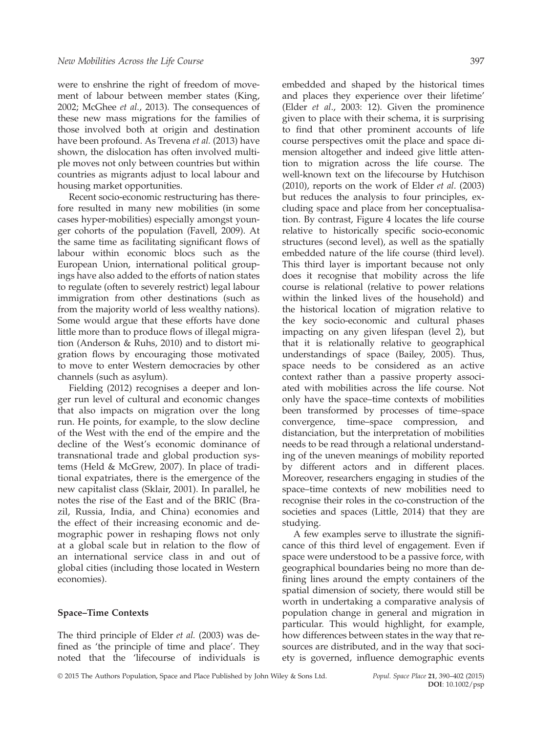were to enshrine the right of freedom of movement of labour between member states (King, 2002; McGhee *et al.*, 2013). The consequences of these new mass migrations for the families of those involved both at origin and destination have been profound. As Trevena *et al.* (2013) have shown, the dislocation has often involved multiple moves not only between countries but within countries as migrants adjust to local labour and housing market opportunities.

Recent socio-economic restructuring has therefore resulted in many new mobilities (in some cases hyper-mobilities) especially amongst younger cohorts of the population (Favell, 2009). At the same time as facilitating significant flows of labour within economic blocs such as the European Union, international political groupings have also added to the efforts of nation states to regulate (often to severely restrict) legal labour immigration from other destinations (such as from the majority world of less wealthy nations). Some would argue that these efforts have done little more than to produce flows of illegal migration (Anderson & Ruhs, 2010) and to distort migration flows by encouraging those motivated to move to enter Western democracies by other channels (such as asylum).

Fielding (2012) recognises a deeper and longer run level of cultural and economic changes that also impacts on migration over the long run. He points, for example, to the slow decline of the West with the end of the empire and the decline of the West's economic dominance of transnational trade and global production systems (Held & McGrew, 2007). In place of traditional expatriates, there is the emergence of the new capitalist class (Sklair, 2001). In parallel, he notes the rise of the East and of the BRIC (Brazil, Russia, India, and China) economies and the effect of their increasing economic and demographic power in reshaping flows not only at a global scale but in relation to the flow of an international service class in and out of global cities (including those located in Western economies).

## Space–Time Contexts

The third principle of Elder *et al.* (2003) was defined as 'the principle of time and place'. They noted that the 'lifecourse of individuals is embedded and shaped by the historical times and places they experience over their lifetime' (Elder *et al.*, 2003: 12). Given the prominence given to place with their schema, it is surprising to find that other prominent accounts of life course perspectives omit the place and space dimension altogether and indeed give little attention to migration across the life course. The well-known text on the lifecourse by Hutchison (2010), reports on the work of Elder *et al*. (2003) but reduces the analysis to four principles, excluding space and place from her conceptualisation. By contrast, Figure 4 locates the life course relative to historically specific socio-economic structures (second level), as well as the spatially embedded nature of the life course (third level). This third layer is important because not only does it recognise that mobility across the life course is relational (relative to power relations within the linked lives of the household) and the historical location of migration relative to the key socio-economic and cultural phases impacting on any given lifespan (level 2), but that it is relationally relative to geographical understandings of space (Bailey, 2005). Thus, space needs to be considered as an active context rather than a passive property associated with mobilities across the life course. Not only have the space–time contexts of mobilities been transformed by processes of time–space convergence, time–space compression, and distanciation, but the interpretation of mobilities needs to be read through a relational understanding of the uneven meanings of mobility reported by different actors and in different places. Moreover, researchers engaging in studies of the space–time contexts of new mobilities need to recognise their roles in the co-construction of the societies and spaces (Little, 2014) that they are studying.

A few examples serve to illustrate the significance of this third level of engagement. Even if space were understood to be a passive force, with geographical boundaries being no more than defining lines around the empty containers of the spatial dimension of society, there would still be worth in undertaking a comparative analysis of population change in general and migration in particular. This would highlight, for example, how differences between states in the way that resources are distributed, and in the way that society is governed, influence demographic events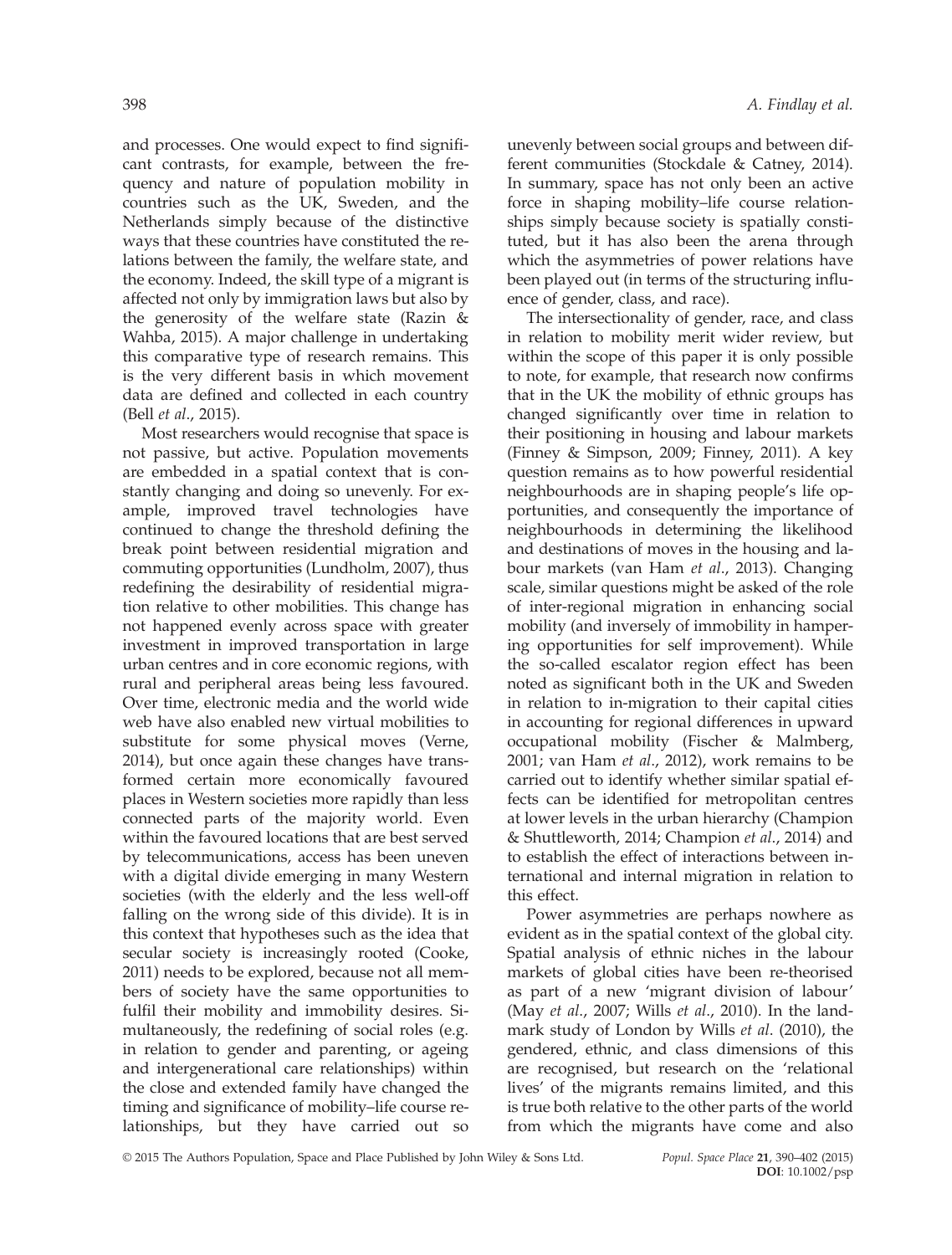and processes. One would expect to find significant contrasts, for example, between the frequency and nature of population mobility in countries such as the UK, Sweden, and the Netherlands simply because of the distinctive ways that these countries have constituted the relations between the family, the welfare state, and the economy. Indeed, the skill type of a migrant is affected not only by immigration laws but also by the generosity of the welfare state (Razin & Wahba, 2015). A major challenge in undertaking this comparative type of research remains. This is the very different basis in which movement data are defined and collected in each country (Bell *et al*., 2015).

Most researchers would recognise that space is not passive, but active. Population movements are embedded in a spatial context that is constantly changing and doing so unevenly. For example, improved travel technologies have continued to change the threshold defining the break point between residential migration and commuting opportunities (Lundholm, 2007), thus redefining the desirability of residential migration relative to other mobilities. This change has not happened evenly across space with greater investment in improved transportation in large urban centres and in core economic regions, with rural and peripheral areas being less favoured. Over time, electronic media and the world wide web have also enabled new virtual mobilities to substitute for some physical moves (Verne, 2014), but once again these changes have transformed certain more economically favoured places in Western societies more rapidly than less connected parts of the majority world. Even within the favoured locations that are best served by telecommunications, access has been uneven with a digital divide emerging in many Western societies (with the elderly and the less well-off falling on the wrong side of this divide). It is in this context that hypotheses such as the idea that secular society is increasingly rooted (Cooke, 2011) needs to be explored, because not all members of society have the same opportunities to fulfil their mobility and immobility desires. Simultaneously, the redefining of social roles (e.g. in relation to gender and parenting, or ageing and intergenerational care relationships) within the close and extended family have changed the timing and significance of mobility–life course relationships, but they have carried out so unevenly between social groups and between different communities (Stockdale & Catney, 2014). In summary, space has not only been an active force in shaping mobility–life course relationships simply because society is spatially constituted, but it has also been the arena through which the asymmetries of power relations have been played out (in terms of the structuring influence of gender, class, and race).

The intersectionality of gender, race, and class in relation to mobility merit wider review, but within the scope of this paper it is only possible to note, for example, that research now confirms that in the UK the mobility of ethnic groups has changed significantly over time in relation to their positioning in housing and labour markets (Finney & Simpson, 2009; Finney, 2011). A key question remains as to how powerful residential neighbourhoods are in shaping people's life opportunities, and consequently the importance of neighbourhoods in determining the likelihood and destinations of moves in the housing and labour markets (van Ham *et al*., 2013). Changing scale, similar questions might be asked of the role of inter-regional migration in enhancing social mobility (and inversely of immobility in hampering opportunities for self improvement). While the so-called escalator region effect has been noted as significant both in the UK and Sweden in relation to in-migration to their capital cities in accounting for regional differences in upward occupational mobility (Fischer & Malmberg, 2001; van Ham *et al*., 2012), work remains to be carried out to identify whether similar spatial effects can be identified for metropolitan centres at lower levels in the urban hierarchy (Champion & Shuttleworth, 2014; Champion *et al*., 2014) and to establish the effect of interactions between international and internal migration in relation to this effect.

Power asymmetries are perhaps nowhere as evident as in the spatial context of the global city. Spatial analysis of ethnic niches in the labour markets of global cities have been re-theorised as part of a new 'migrant division of labour' (May *et al*., 2007; Wills *et al*., 2010). In the landmark study of London by Wills *et al*. (2010), the gendered, ethnic, and class dimensions of this are recognised, but research on the 'relational lives' of the migrants remains limited, and this is true both relative to the other parts of the world from which the migrants have come and also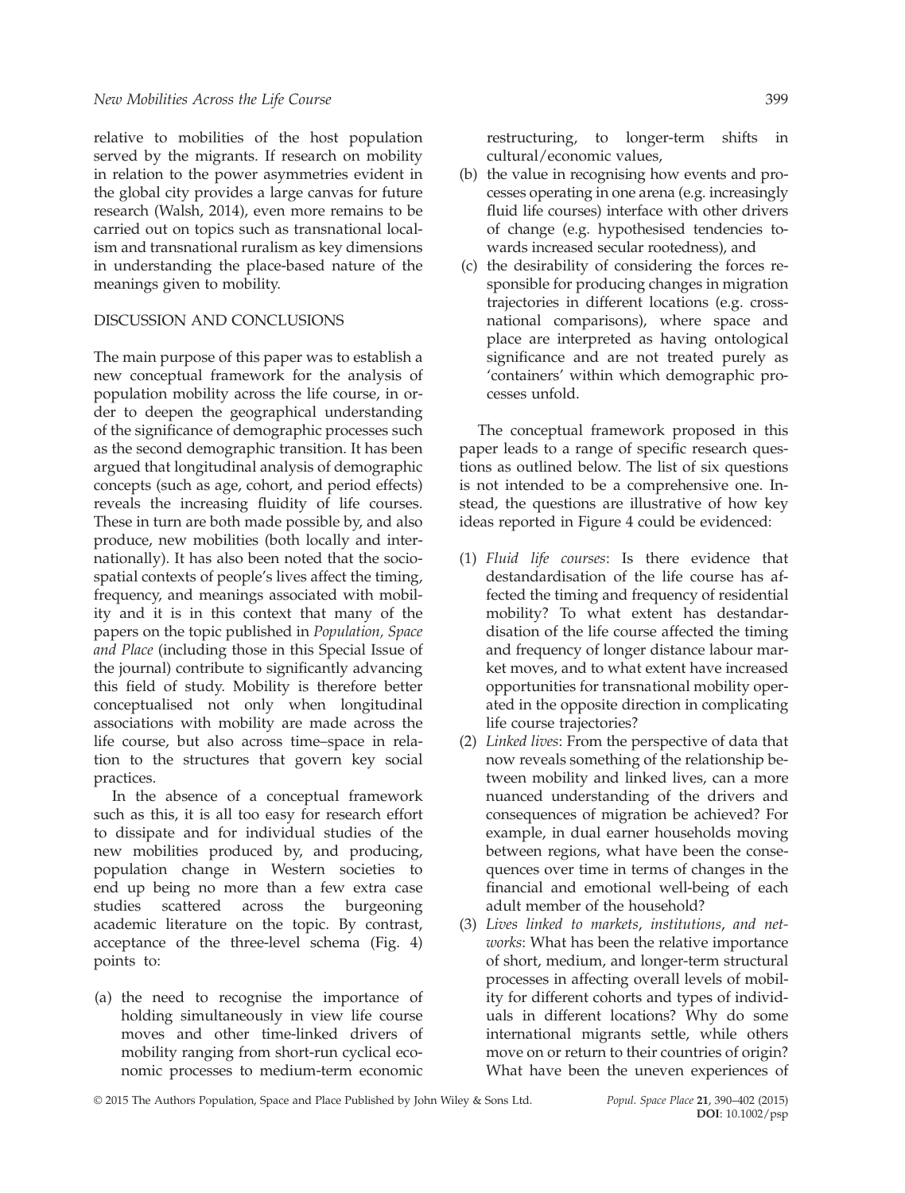relative to mobilities of the host population served by the migrants. If research on mobility in relation to the power asymmetries evident in the global city provides a large canvas for future research (Walsh, 2014), even more remains to be carried out on topics such as transnational localism and transnational ruralism as key dimensions in understanding the place-based nature of the meanings given to mobility.

## DISCUSSION AND CONCLUSIONS

The main purpose of this paper was to establish a new conceptual framework for the analysis of population mobility across the life course, in order to deepen the geographical understanding of the significance of demographic processes such as the second demographic transition. It has been argued that longitudinal analysis of demographic concepts (such as age, cohort, and period effects) reveals the increasing fluidity of life courses. These in turn are both made possible by, and also produce, new mobilities (both locally and internationally). It has also been noted that the socio-spatial contexts of people's lives affect the timing, frequency, and meanings associated with mobility and it is in this context that many of the papers on the topic published in *Population, Space and Place* (including those in this Special Issue of the journal) contribute to significantly advancing this field of study. Mobility is therefore better conceptualised not only when longitudinal associations with mobility are made across the life course, but also across time–space in relation to the structures that govern key social practices.

In the absence of a conceptual framework such as this, it is all too easy for research effort to dissipate and for individual studies of the new mobilities produced by, and producing, population change in Western societies to end up being no more than a few extra case studies scattered across the burgeoning academic literature on the topic. By contrast, acceptance of the three-level schema (Fig. 4) points to:

(a) the need to recognise the importance of holding simultaneously in view life course moves and other time-linked drivers of mobility ranging from short-run cyclical economic processes to medium-term economic restructuring, to longer-term shifts in cultural/economic values,
(b) the value in recognising how events and processes operating in one arena (e.g. increasingly fluid life courses) interface with other drivers of change (e.g. hypothesised tendencies towards increased secular rootedness), and
(c) the desirability of considering the forces responsible for producing changes in migration trajectories in different locations (e.g. cross-national comparisons), where space and place are interpreted as having ontological significance and are not treated purely as 'containers' within which demographic processes unfold.

The conceptual framework proposed in this paper leads to a range of specific research questions as outlined below. The list of six questions is not intended to be a comprehensive one. Instead, the questions are illustrative of how key ideas reported in Figure 4 could be evidenced:

(1) *Fluid life courses*: Is there evidence that destandardisation of the life course has affected the timing and frequency of residential mobility? To what extent has destandardisation of the life course affected the timing and frequency of longer distance labour market moves, and to what extent have increased opportunities for transnational mobility operated in the opposite direction in complicating life course trajectories?
(2) *Linked lives*: From the perspective of data that now reveals something of the relationship between mobility and linked lives, can a more nuanced understanding of the drivers and consequences of migration be achieved? For example, in dual earner households moving between regions, what have been the consequences over time in terms of changes in the financial and emotional well-being of each adult member of the household?
(3) *Lives linked to markets, institutions, and networks*: What has been the relative importance of short, medium, and longer-term structural processes in affecting overall levels of mobility for different cohorts and types of individuals in different locations? Why do some international migrants settle, while others move on or return to their countries of origin? What have been the uneven experiences of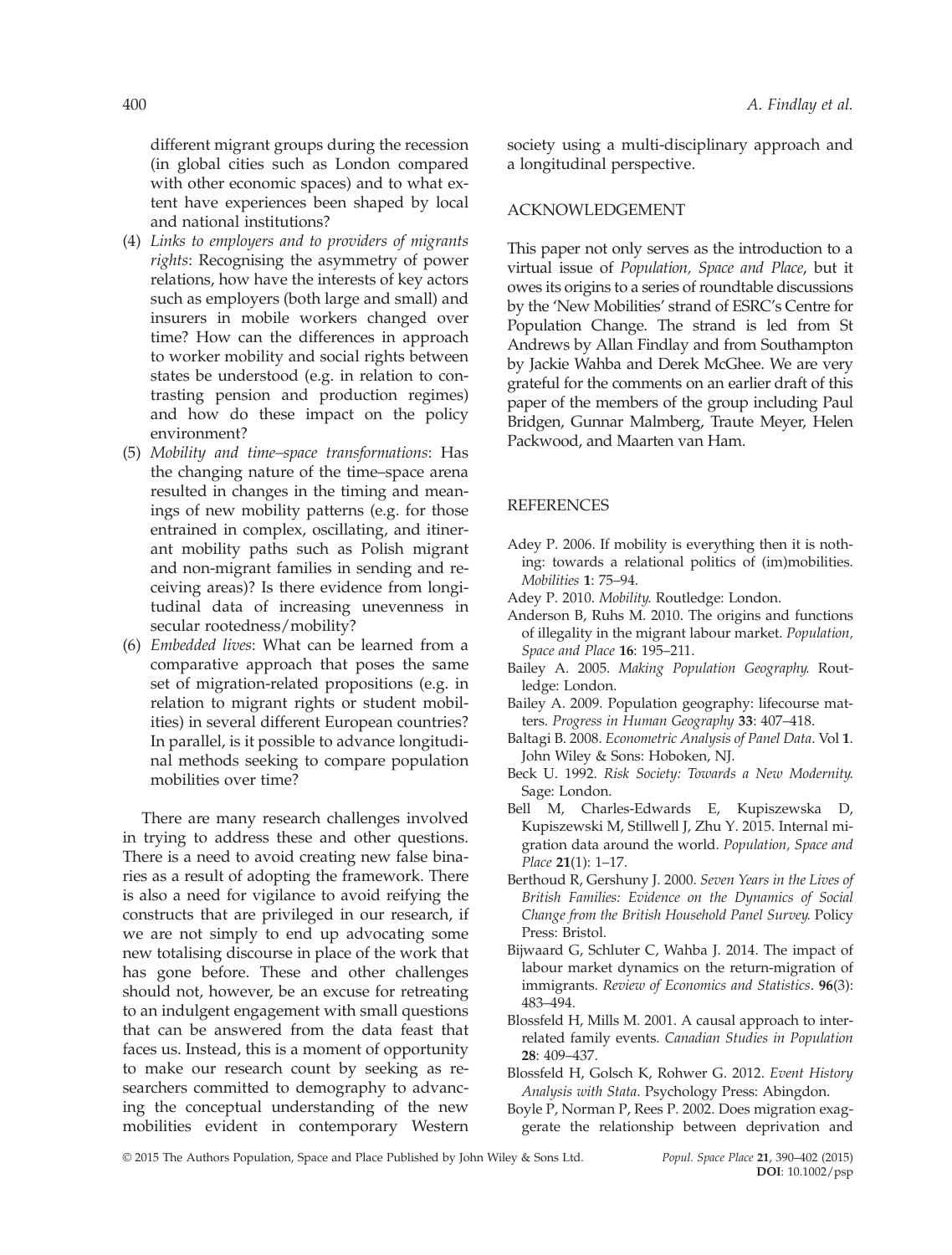different migrant groups during the recession (in global cities such as London compared with other economic spaces) and to what extent have experiences been shaped by local and national institutions?

(4) *Links to employers and to providers of migrants rights*: Recognising the asymmetry of power relations, how have the interests of key actors such as employers (both large and small) and insurers in mobile workers changed over time? How can the differences in approach to worker mobility and social rights between states be understood (e.g. in relation to contrasting pension and production regimes) and how do these impact on the policy environment?

(5) *Mobility and time–space transformations*: Has the changing nature of the time–space arena resulted in changes in the timing and meanings of new mobility patterns (e.g. for those entrained in complex, oscillating, and itinerant mobility paths such as Polish migrant and non-migrant families in sending and receiving areas)? Is there evidence from longitudinal data of increasing unevenness in secular rootedness/mobility?

(6) *Embedded lives*: What can be learned from a comparative approach that poses the same set of migration-related propositions (e.g. in relation to migrant rights or student mobilities) in several different European countries? In parallel, is it possible to advance longitudinal methods seeking to compare population mobilities over time?

There are many research challenges involved in trying to address these and other questions. There is a need to avoid creating new false binaries as a result of adopting the framework. There is also a need for vigilance to avoid reifying the constructs that are privileged in our research, if we are not simply to end up advocating some new totalising discourse in place of the work that has gone before. These and other challenges should not, however, be an excuse for retreating to an indulgent engagement with small questions that can be answered from the data feast that faces us. Instead, this is a moment of opportunity to make our research count by seeking as researchers committed to demography to advancing the conceptual understanding of the new mobilities evident in contemporary Western society using a multi-disciplinary approach and a longitudinal perspective.

## ACKNOWLEDGEMENT

This paper not only serves as the introduction to a virtual issue of *Population, Space and Place*, but it owes its origins to a series of roundtable discussions by the 'New Mobilities' strand of ESRC's Centre for Population Change. The strand is led from St Andrews by Allan Findlay and from Southampton by Jackie Wahba and Derek McGhee. We are very grateful for the comments on an earlier draft of this paper of the members of the group including Paul Bridgen, Gunnar Malmberg, Traute Meyer, Helen Packwood, and Maarten van Ham.

## REFERENCES

Adey P. 2006. If mobility is everything then it is nothing: towards a relational politics of (im)mobilities. *Mobilities* **1**: 75–94.

Adey P. 2010. *Mobility.* Routledge: London.

Anderson B, Ruhs M. 2010. The origins and functions of illegality in the migrant labour market. *Population, Space and Place* **16**: 195–211.

Bailey A. 2005. *Making Population Geography.* Routledge: London.

Bailey A. 2009. Population geography: lifecourse matters. *Progress in Human Geography* **33**: 407–418.

Baltagi B. 2008. *Econometric Analysis of Panel Data.* Vol **1**. John Wiley & Sons: Hoboken, NJ.

Beck U. 1992. *Risk Society: Towards a New Modernity.* Sage: London.

Bell M, Charles-Edwards E, Kupiszewska D, Kupiszewski M, Stillwell J, Zhu Y. 2015. Internal migration data around the world. *Population, Space and Place* **21**(1): 1–17.

Berthoud R, Gershuny J. 2000. *Seven Years in the Lives of British Families: Evidence on the Dynamics of Social Change from the British Household Panel Survey.* Policy Press: Bristol.

Bijwaard G, Schluter C, Wahba J. 2014. The impact of labour market dynamics on the return-migration of immigrants. *Review of Economics and Statistics*. **96**(3): 483–494.

Blossfeld H, Mills M. 2001. A causal approach to interrelated family events. *Canadian Studies in Population* **28**: 409–437.

Blossfeld H, Golsch K, Rohwer G. 2012. *Event History Analysis with Stata.* Psychology Press: Abingdon.

Boyle P, Norman P, Rees P. 2002. Does migration exaggerate the relationship between deprivation and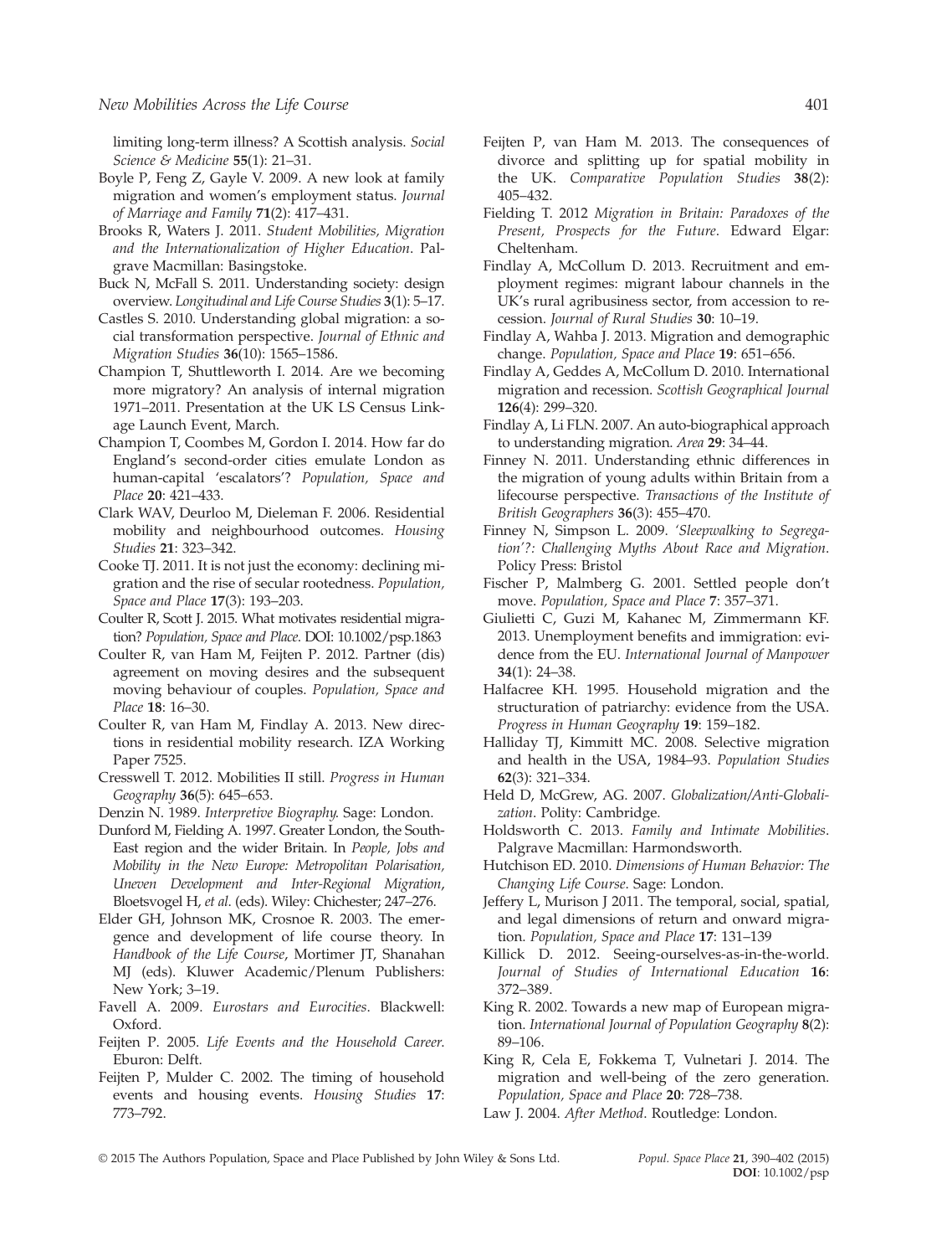limiting long-term illness? A Scottish analysis. *Social Science & Medicine* **55**(1): 21–31.

Boyle P, Feng Z, Gayle V. 2009. A new look at family migration and women's employment status. *Journal of Marriage and Family* **71**(2): 417–431.

Brooks R, Waters J. 2011. *Student Mobilities, Migration and the Internationalization of Higher Education*. Palgrave Macmillan: Basingstoke.

Buck N, McFall S. 2011. Understanding society: design overview. *Longitudinal and Life Course Studies* **3**(1): 5–17.

Castles S. 2010. Understanding global migration: a social transformation perspective. *Journal of Ethnic and Migration Studies* **36**(10): 1565–1586.

Champion T, Shuttleworth I. 2014. Are we becoming more migratory? An analysis of internal migration 1971–2011. Presentation at the UK LS Census Linkage Launch Event, March.

Champion T, Coombes M, Gordon I. 2014. How far do England's second-order cities emulate London as human-capital 'escalators'? *Population, Space and Place* **20**: 421–433.

Clark WAV, Deurloo M, Dieleman F. 2006. Residential mobility and neighbourhood outcomes. *Housing Studies* **21**: 323–342.

Cooke TJ. 2011. It is not just the economy: declining migration and the rise of secular rootedness. *Population, Space and Place* **17**(3): 193–203.

Coulter R, Scott J. 2015. What motivates residential migration? *Population, Space and Place*. DOI: 10.1002/psp.1863

Coulter R, van Ham M, Feijten P. 2012. Partner (dis) agreement on moving desires and the subsequent moving behaviour of couples. *Population, Space and Place* **18**: 16–30.

Coulter R, van Ham M, Findlay A. 2013. New directions in residential mobility research. IZA Working Paper 7525.

Cresswell T. 2012. Mobilities II still. *Progress in Human Geography* **36**(5): 645–653.

Denzin N. 1989. *Interpretive Biography*. Sage: London.

Dunford M, Fielding A. 1997. Greater London, the South-East region and the wider Britain. In *People, Jobs and Mobility in the New Europe: Metropolitan Polarisation, Uneven Development and Inter-Regional Migration*, Bloetsvogel H, *et al*. (eds). Wiley: Chichester; 247–276.

Elder GH, Johnson MK, Crosnoe R. 2003. The emergence and development of life course theory. In *Handbook of the Life Course*, Mortimer JT, Shanahan MJ (eds). Kluwer Academic/Plenum Publishers: New York; 3–19.

Favell A. 2009. *Eurostars and Eurocities*. Blackwell: Oxford.

Feijten P. 2005. *Life Events and the Household Career*. Eburon: Delft.

Feijten P, Mulder C. 2002. The timing of household events and housing events. *Housing Studies* **17**: 773–792.

Feijten P, van Ham M. 2013. The consequences of divorce and splitting up for spatial mobility in the UK. *Comparative Population Studies* **38**(2): 405–432.

Fielding T. 2012 *Migration in Britain: Paradoxes of the Present, Prospects for the Future*. Edward Elgar: Cheltenham.

Findlay A, McCollum D. 2013. Recruitment and employment regimes: migrant labour channels in the UK's rural agribusiness sector, from accession to recession. *Journal of Rural Studies* **30**: 10–19.

Findlay A, Wahba J. 2013. Migration and demographic change. *Population, Space and Place* **19**: 651–656.

Findlay A, Geddes A, McCollum D. 2010. International migration and recession. *Scottish Geographical Journal* **126**(4): 299–320.

Findlay A, Li FLN. 2007. An auto-biographical approach to understanding migration. *Area* **29**: 34–44.

Finney N. 2011. Understanding ethnic differences in the migration of young adults within Britain from a lifecourse perspective. *Transactions of the Institute of British Geographers* **36**(3): 455–470.

Finney N, Simpson L. 2009. *'Sleepwalking to Segregation'?: Challenging Myths About Race and Migration*. Policy Press: Bristol

Fischer P, Malmberg G. 2001. Settled people don't move. *Population, Space and Place* **7**: 357–371.

Giulietti C, Guzi M, Kahanec M, Zimmermann KF. 2013. Unemployment benefits and immigration: evidence from the EU. *International Journal of Manpower* **34**(1): 24–38.

Halfacree KH. 1995. Household migration and the structuration of patriarchy: evidence from the USA. *Progress in Human Geography* **19**: 159–182.

Halliday TJ, Kimmitt MC. 2008. Selective migration and health in the USA, 1984–93. *Population Studies* **62**(3): 321–334.

Held D, McGrew, AG. 2007. *Globalization/Anti-Globalization*. Polity: Cambridge.

Holdsworth C. 2013. *Family and Intimate Mobilities*. Palgrave Macmillan: Harmondsworth.

Hutchison ED. 2010. *Dimensions of Human Behavior: The Changing Life Course*. Sage: London.

Jeffery L, Murison J 2011. The temporal, social, spatial, and legal dimensions of return and onward migration. *Population, Space and Place* **17**: 131–139

Killick D. 2012. Seeing-ourselves-as-in-the-world. *Journal of Studies of International Education* **16**: 372–389.

King R. 2002. Towards a new map of European migration. *International Journal of Population Geography* **8**(2): 89–106.

King R, Cela E, Fokkema T, Vulnetari J. 2014. The migration and well-being of the zero generation. *Population, Space and Place* **20**: 728–738.

Law J. 2004. *After Method*. Routledge: London.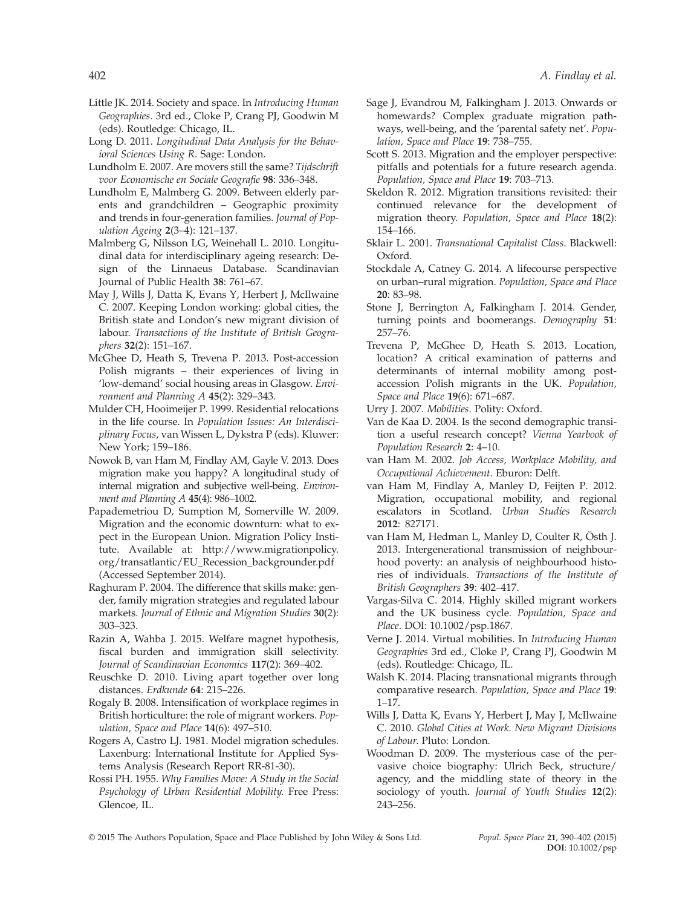Little JK. 2014. Society and space. In *Introducing Human Geographies*. 3rd ed., Cloke P, Crang PJ, Goodwin M (eds). Routledge: Chicago, IL.

Long D. 2011. *Longitudinal Data Analysis for the Behavioral Sciences Using R*. Sage: London.

Lundholm E. 2007. Are movers still the same? *Tijdschrift voor Economische en Sociale Geografie* **98**: 336–348.

Lundholm E, Malmberg G. 2009. Between elderly parents and grandchildren – Geographic proximity and trends in four-generation families. *Journal of Population Ageing* **2**(3–4): 121–137.

Malmberg G, Nilsson LG, Weinehall L. 2010. Longitudinal data for interdisciplinary ageing research: Design of the Linnaeus Database. Scandinavian Journal of Public Health **38**: 761–67.

May J, Wills J, Datta K, Evans Y, Herbert J, McIlwaine C. 2007. Keeping London working: global cities, the British state and London's new migrant division of labour. *Transactions of the Institute of British Geographers* **32**(2): 151–167.

McGhee D, Heath S, Trevena P. 2013. Post-accession Polish migrants – their experiences of living in 'low-demand' social housing areas in Glasgow. *Environment and Planning A* **45**(2): 329–343.

Mulder CH, Hooimeijer P. 1999. Residential relocations in the life course. In *Population Issues: An Interdisciplinary Focus*, van Wissen L, Dykstra P (eds). Kluwer: New York; 159–186.

Nowok B, van Ham M, Findlay AM, Gayle V. 2013. Does migration make you happy? A longitudinal study of internal migration and subjective well-being. *Environment and Planning A* **45**(4): 986–1002.

Papademetriou D, Sumption M, Somerville W. 2009. Migration and the economic downturn: what to expect in the European Union. Migration Policy Institute. Available at: http://www.migrationpolicy.org/transatlantic/EU_Recession_backgrounder.pdf (Accessed September 2014).

Raghuram P. 2004. The difference that skills make: gender, family migration strategies and regulated labour markets. *Journal of Ethnic and Migration Studies* **30**(2): 303–323.

Razin A, Wahba J. 2015. Welfare magnet hypothesis, fiscal burden and immigration skill selectivity. *Journal of Scandinavian Economics* **117**(2): 369–402.

Reuschke D. 2010. Living apart together over long distances. *Erdkunde* **64**: 215–226.

Rogaly B. 2008. Intensification of workplace regimes in British horticulture: the role of migrant workers. *Population, Space and Place* **14**(6): 497–510.

Rogers A, Castro LJ. 1981. Model migration schedules. Laxenburg: International Institute for Applied Systems Analysis (Research Report RR-81-30).

Rossi PH. 1955. *Why Families Move: A Study in the Social Psychology of Urban Residential Mobility*. Free Press: Glencoe, IL.

Sage J, Evandrou M, Falkingham J. 2013. Onwards or homewards? Complex graduate migration pathways, well-being, and the 'parental safety net'. *Population, Space and Place* **19**: 738–755.

Scott S. 2013. Migration and the employer perspective: pitfalls and potentials for a future research agenda. *Population, Space and Place* **19**: 703–713.

Skeldon R. 2012. Migration transitions revisited: their continued relevance for the development of migration theory. *Population, Space and Place* **18**(2): 154–166.

Sklair L. 2001. *Transnational Capitalist Class*. Blackwell: Oxford.

Stockdale A, Catney G. 2014. A lifecourse perspective on urban–rural migration. *Population, Space and Place* **20**: 83–98.

Stone J, Berrington A, Falkingham J. 2014. Gender, turning points and boomerangs. *Demography* **51**: 257–76.

Trevena P, McGhee D, Heath S. 2013. Location, location? A critical examination of patterns and determinants of internal mobility among post-accession Polish migrants in the UK. *Population, Space and Place* **19**(6): 671–687.

Urry J. 2007. *Mobilities*. Polity: Oxford.

Van de Kaa D. 2004. Is the second demographic transition a useful research concept? *Vienna Yearbook of Population Research* **2**: 4–10.

van Ham M. 2002. *Job Access, Workplace Mobility, and Occupational Achievement*. Eburon: Delft.

van Ham M, Findlay A, Manley D, Feijten P. 2012. Migration, occupational mobility, and regional escalators in Scotland. *Urban Studies Research* **2012**: 827171.

van Ham M, Hedman L, Manley D, Coulter R, Östh J. 2013. Intergenerational transmission of neighbourhood poverty: an analysis of neighbourhood histories of individuals. *Transactions of the Institute of British Geographers* **39**: 402–417.

Vargas-Silva C. 2014. Highly skilled migrant workers and the UK business cycle. *Population, Space and Place*. DOI: 10.1002/psp.1867.

Verne J. 2014. Virtual mobilities. In *Introducing Human Geographies* 3rd ed., Cloke P, Crang PJ, Goodwin M (eds). Routledge: Chicago, IL.

Walsh K. 2014. Placing transnational migrants through comparative research. *Population, Space and Place* **19**: 1–17.

Wills J, Datta K, Evans Y, Herbert J, May J, McIlwaine C. 2010. *Global Cities at Work. New Migrant Divisions of Labour*. Pluto: London.

Woodman D. 2009. The mysterious case of the pervasive choice biography: Ulrich Beck, structure/agency, and the middling state of theory in the sociology of youth. *Journal of Youth Studies* **12**(2): 243–256.